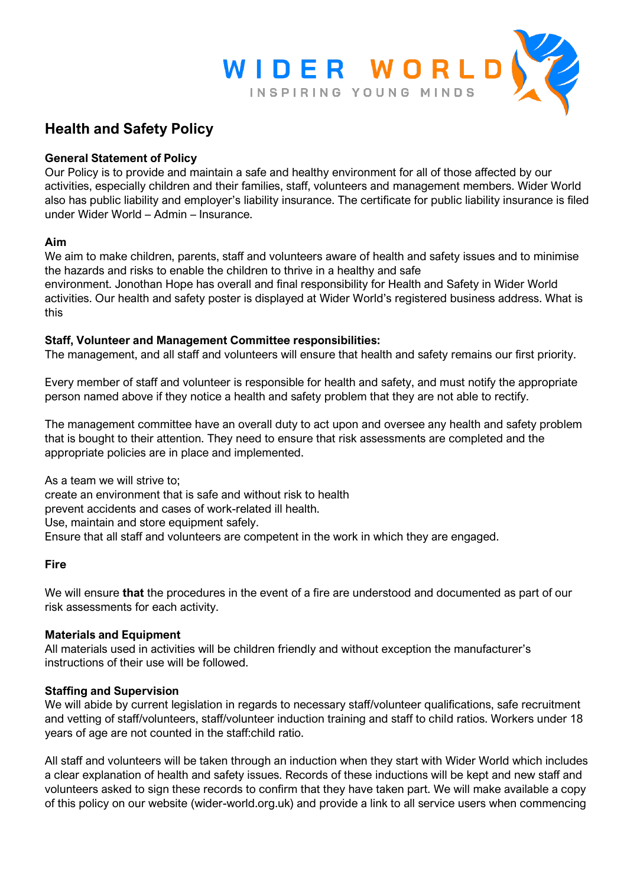WIDER WORLD
INSPIRING YOUNG MINDS

# Health and Safety Policy

**General Statement of Policy**
Our Policy is to provide and maintain a safe and healthy environment for all of those affected by our activities, especially children and their families, staff, volunteers and management members. Wider World also has public liability and employer's liability insurance. The certificate for public liability insurance is filed under Wider World – Admin – Insurance.

**Aim**
We aim to make children, parents, staff and volunteers aware of health and safety issues and to minimise the hazards and risks to enable the children to thrive in a healthy and safe environment. Jonothan Hope has overall and final responsibility for Health and Safety in Wider World activities. Our health and safety poster is displayed at Wider World's registered business address. What is this

**Staff, Volunteer and Management Committee responsibilities:**
The management, and all staff and volunteers will ensure that health and safety remains our first priority.

Every member of staff and volunteer is responsible for health and safety, and must notify the appropriate person named above if they notice a health and safety problem that they are not able to rectify.

The management committee have an overall duty to act upon and oversee any health and safety problem that is bought to their attention. They need to ensure that risk assessments are completed and the appropriate policies are in place and implemented.

As a team we will strive to;
create an environment that is safe and without risk to health
prevent accidents and cases of work-related ill health.
Use, maintain and store equipment safely.
Ensure that all staff and volunteers are competent in the work in which they are engaged.

**Fire**

We will ensure **that** the procedures in the event of a fire are understood and documented as part of our risk assessments for each activity.

**Materials and Equipment**
All materials used in activities will be children friendly and without exception the manufacturer's instructions of their use will be followed.

**Staffing and Supervision**
We will abide by current legislation in regards to necessary staff/volunteer qualifications, safe recruitment and vetting of staff/volunteers, staff/volunteer induction training and staff to child ratios. Workers under 18 years of age are not counted in the staff:child ratio.

All staff and volunteers will be taken through an induction when they start with Wider World which includes a clear explanation of health and safety issues. Records of these inductions will be kept and new staff and volunteers asked to sign these records to confirm that they have taken part. We will make available a copy of this policy on our website (wider-world.org.uk) and provide a link to all service users when commencing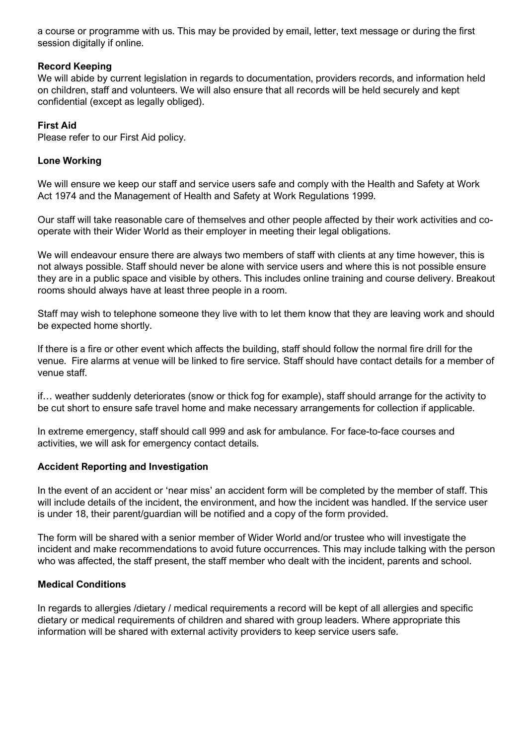a course or programme with us. This may be provided by email, letter, text message or during the first session digitally if online.

**Record Keeping**
We will abide by current legislation in regards to documentation, providers records, and information held on children, staff and volunteers. We will also ensure that all records will be held securely and kept confidential (except as legally obliged).

**First Aid**
Please refer to our First Aid policy.

**Lone Working**

We will ensure we keep our staff and service users safe and comply with the Health and Safety at Work Act 1974 and the Management of Health and Safety at Work Regulations 1999.

Our staff will take reasonable care of themselves and other people affected by their work activities and co-operate with their Wider World as their employer in meeting their legal obligations.

We will endeavour ensure there are always two members of staff with clients at any time however, this is not always possible. Staff should never be alone with service users and where this is not possible ensure they are in a public space and visible by others. This includes online training and course delivery. Breakout rooms should always have at least three people in a room.

Staff may wish to telephone someone they live with to let them know that they are leaving work and should be expected home shortly.

If there is a fire or other event which affects the building, staff should follow the normal fire drill for the venue. Fire alarms at venue will be linked to fire service. Staff should have contact details for a member of venue staff.

if… weather suddenly deteriorates (snow or thick fog for example), staff should arrange for the activity to be cut short to ensure safe travel home and make necessary arrangements for collection if applicable.

In extreme emergency, staff should call 999 and ask for ambulance. For face-to-face courses and activities, we will ask for emergency contact details.

**Accident Reporting and Investigation**

In the event of an accident or 'near miss' an accident form will be completed by the member of staff. This will include details of the incident, the environment, and how the incident was handled. If the service user is under 18, their parent/guardian will be notified and a copy of the form provided.

The form will be shared with a senior member of Wider World and/or trustee who will investigate the incident and make recommendations to avoid future occurrences. This may include talking with the person who was affected, the staff present, the staff member who dealt with the incident, parents and school.

**Medical Conditions**

In regards to allergies /dietary / medical requirements a record will be kept of all allergies and specific dietary or medical requirements of children and shared with group leaders. Where appropriate this information will be shared with external activity providers to keep service users safe.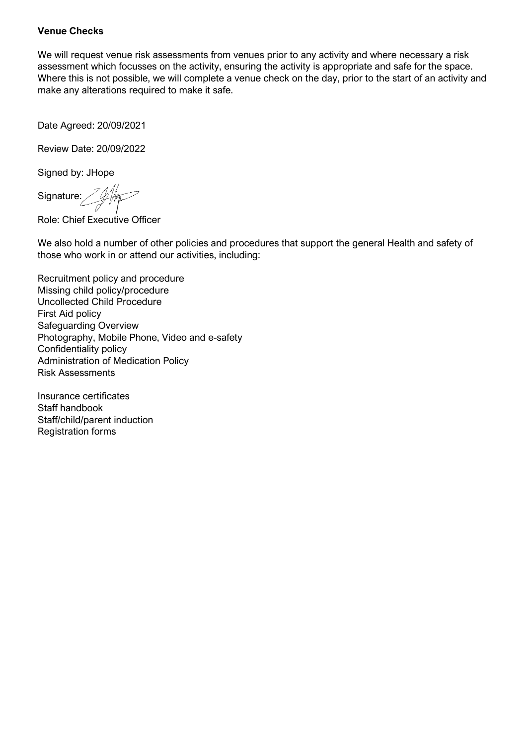**Venue Checks**

We will request venue risk assessments from venues prior to any activity and where necessary a risk assessment which focusses on the activity, ensuring the activity is appropriate and safe for the space. Where this is not possible, we will complete a venue check on the day, prior to the start of an activity and make any alterations required to make it safe.

Date Agreed: 20/09/2021

Review Date: 20/09/2022

Signed by: JHope

Signature:

Role: Chief Executive Officer

We also hold a number of other policies and procedures that support the general Health and safety of those who work in or attend our activities, including:

Recruitment policy and procedure
Missing child policy/procedure
Uncollected Child Procedure
First Aid policy
Safeguarding Overview
Photography, Mobile Phone, Video and e-safety
Confidentiality policy
Administration of Medication Policy
Risk Assessments

Insurance certificates
Staff handbook
Staff/child/parent induction
Registration forms